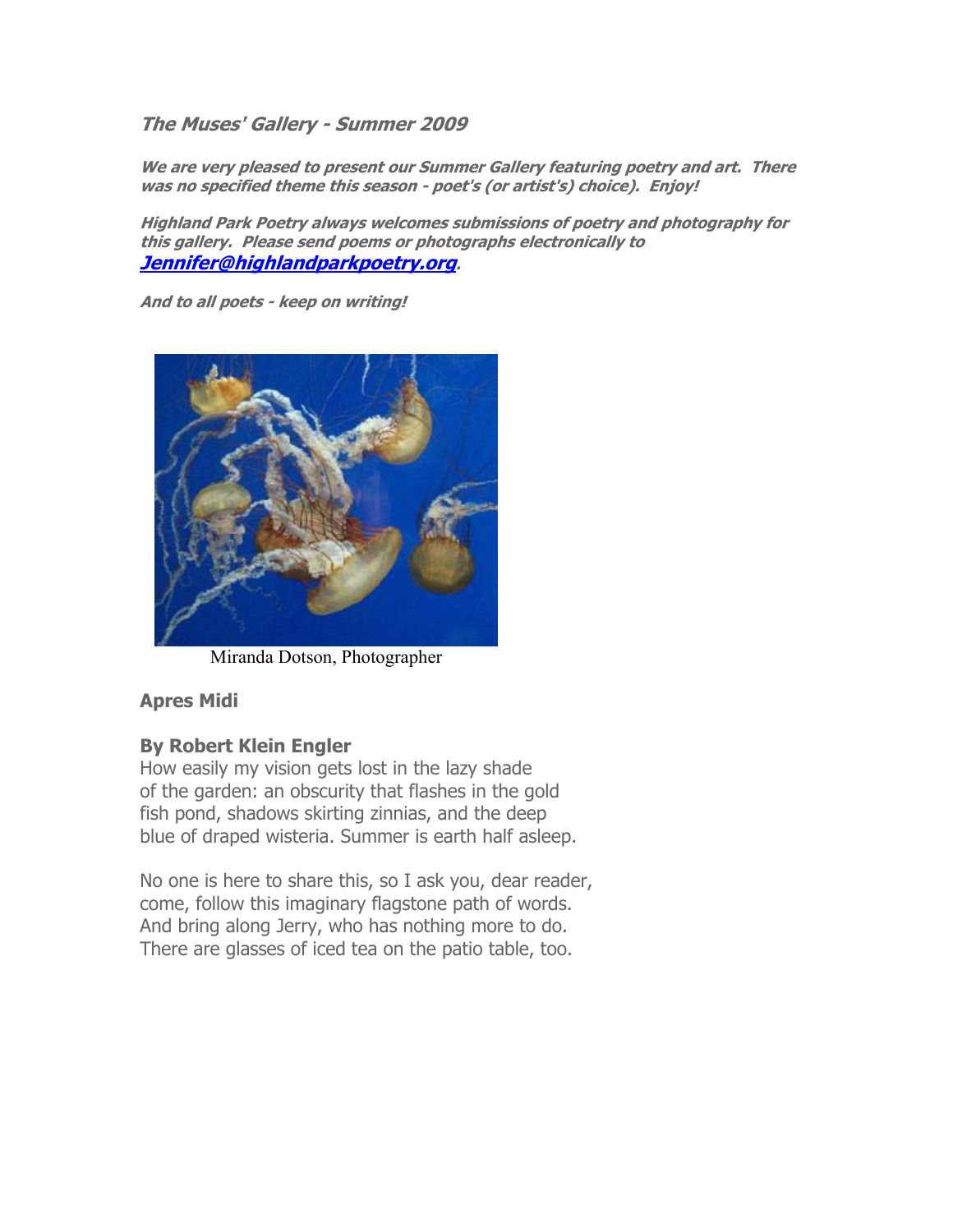## *The Muses' Gallery - Summer 2009*

***We are very pleased to present our Summer Gallery featuring poetry and art. There was no specified theme this season - poet's (or artist's) choice). Enjoy!***

***Highland Park Poetry always welcomes submissions of poetry and photography for this gallery. Please send poems or photographs electronically to [Jennifer@highlandparkpoetry.org](mailto:Jennifer@highlandparkpoetry.org).***

***And to all poets - keep on writing!***

Miranda Dotson, Photographer

### Apres Midi

**By Robert Klein Engler**

How easily my vision gets lost in the lazy shade
of the garden: an obscurity that flashes in the gold
fish pond, shadows skirting zinnias, and the deep
blue of draped wisteria. Summer is earth half asleep.

No one is here to share this, so I ask you, dear reader,
come, follow this imaginary flagstone path of words.
And bring along Jerry, who has nothing more to do.
There are glasses of iced tea on the patio table, too.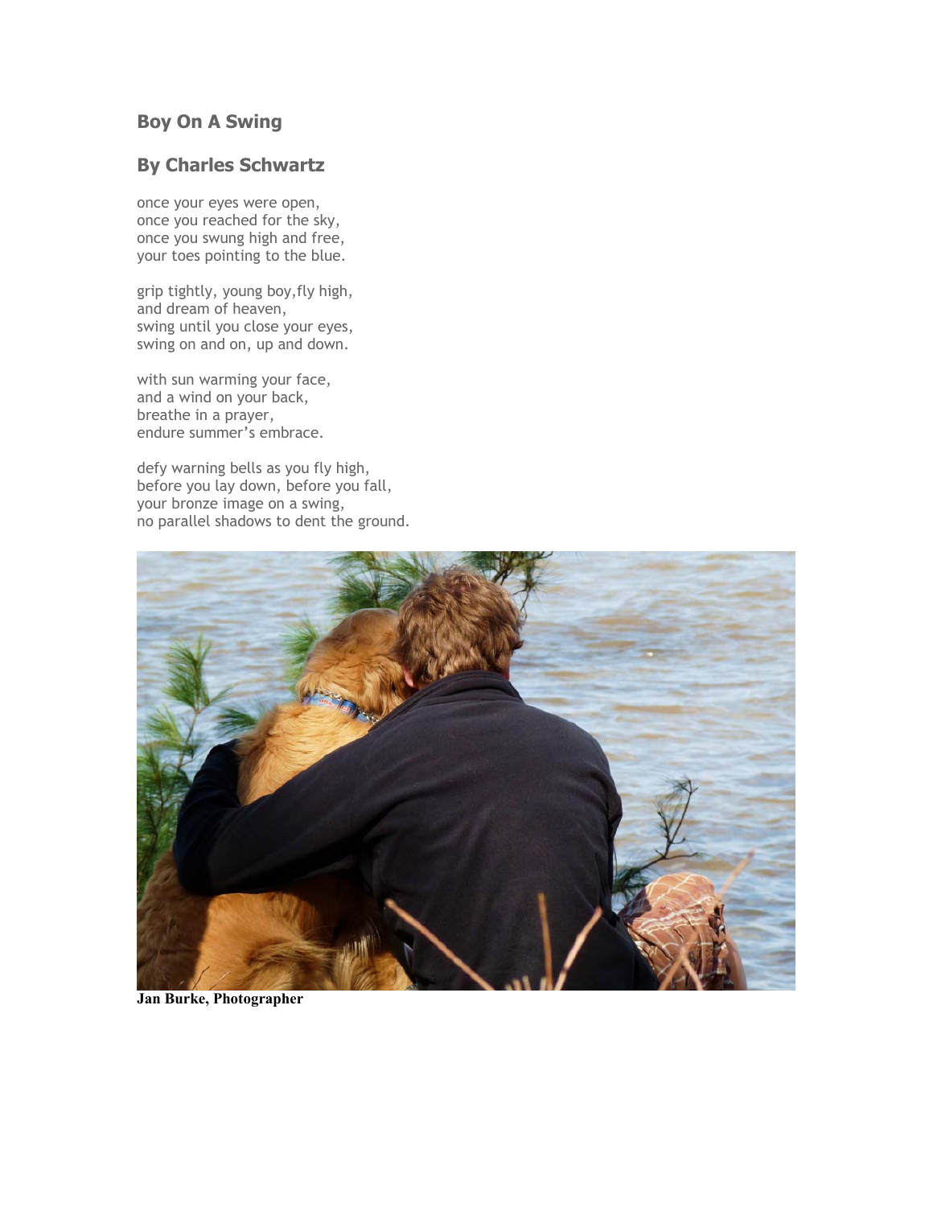## Boy On A Swing

## By Charles Schwartz

once your eyes were open,  
once you reached for the sky,  
once you swung high and free,  
your toes pointing to the blue.

grip tightly, young boy,fly high,  
and dream of heaven,  
swing until you close your eyes,  
swing on and on, up and down.

with sun warming your face,  
and a wind on your back,  
breathe in a prayer,  
endure summer's embrace.

defy warning bells as you fly high,  
before you lay down, before you fall,  
your bronze image on a swing,  
no parallel shadows to dent the ground.

**Jan Burke, Photographer**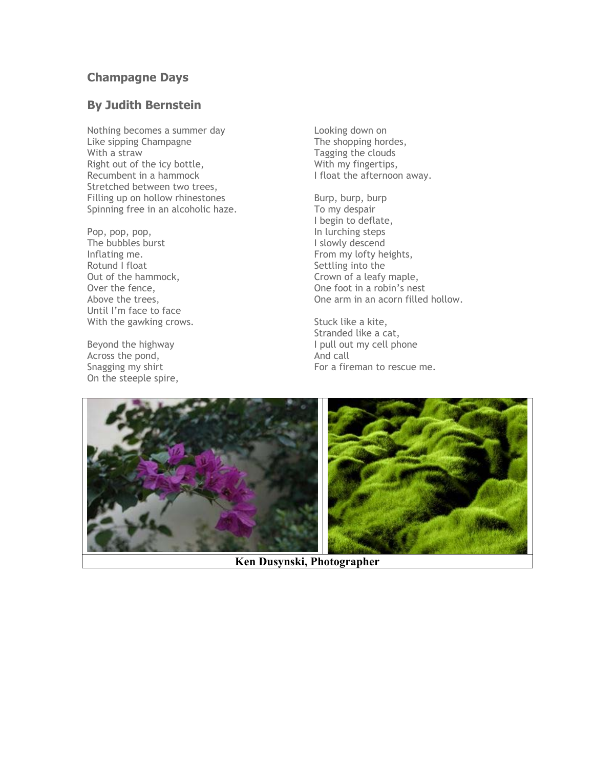## Champagne Days

## By Judith Bernstein

Nothing becomes a summer day
Like sipping Champagne
With a straw
Right out of the icy bottle,
Recumbent in a hammock
Stretched between two trees,
Filling up on hollow rhinestones
Spinning free in an alcoholic haze.

Pop, pop, pop,
The bubbles burst
Inflating me.
Rotund I float
Out of the hammock,
Over the fence,
Above the trees,
Until I'm face to face
With the gawking crows.

Beyond the highway
Across the pond,
Snagging my shirt
On the steeple spire,
Looking down on
The shopping hordes,
Tagging the clouds
With my fingertips,
I float the afternoon away.

Burp, burp, burp
To my despair
I begin to deflate,
In lurching steps
I slowly descend
From my lofty heights,
Settling into the
Crown of a leafy maple,
One foot in a robin's nest
One arm in an acorn filled hollow.

Stuck like a kite,
Stranded like a cat,
I pull out my cell phone
And call
For a fireman to rescue me.

**Ken Dusynski, Photographer**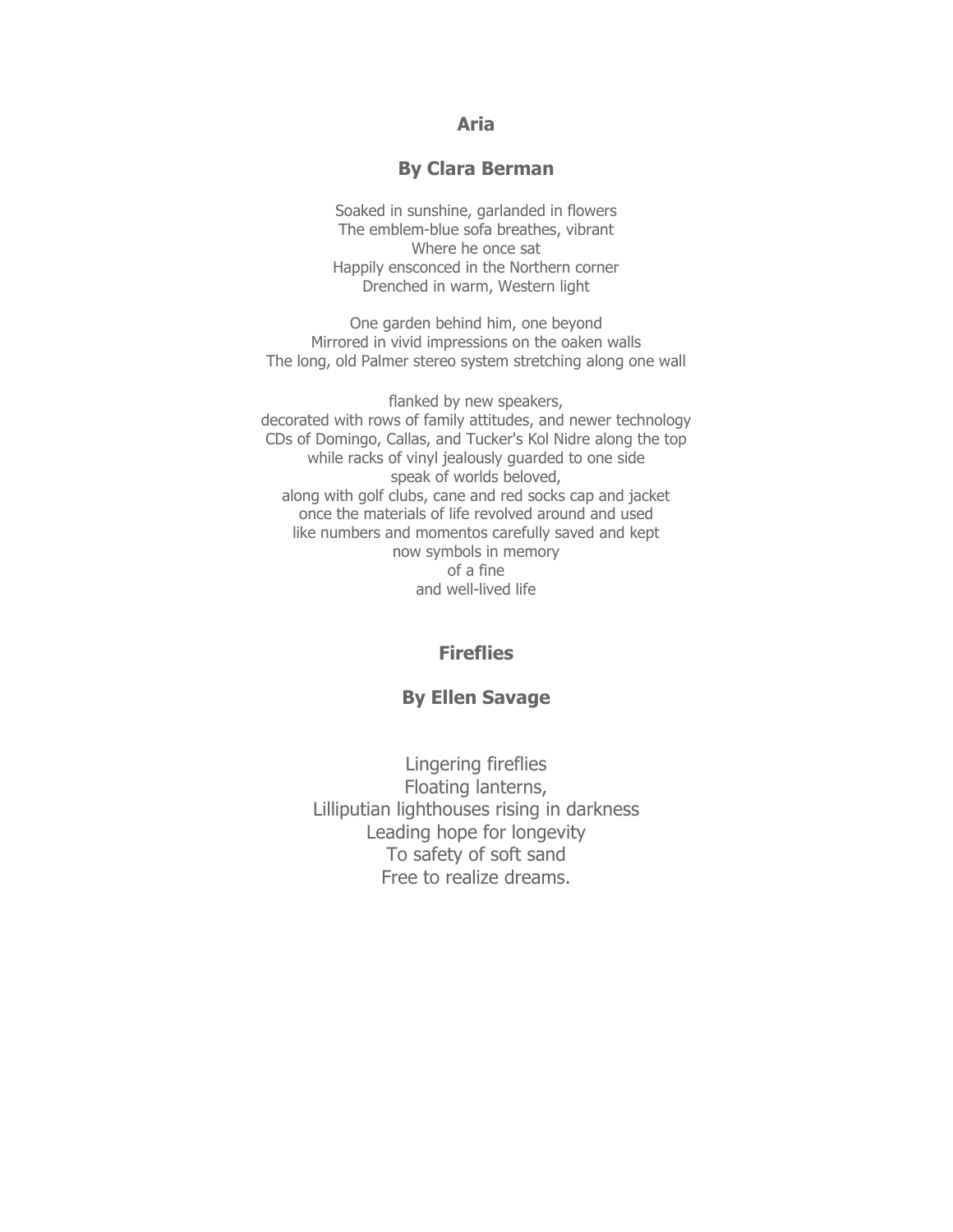## Aria

### By Clara Berman

Soaked in sunshine, garlanded in flowers
The emblem-blue sofa breathes, vibrant
Where he once sat
Happily ensconced in the Northern corner
Drenched in warm, Western light

One garden behind him, one beyond
Mirrored in vivid impressions on the oaken walls
The long, old Palmer stereo system stretching along one wall

flanked by new speakers,
decorated with rows of family attitudes, and newer technology
CDs of Domingo, Callas, and Tucker's Kol Nidre along the top
while racks of vinyl jealously guarded to one side
speak of worlds beloved,
along with golf clubs, cane and red socks cap and jacket
once the materials of life revolved around and used
like numbers and momentos carefully saved and kept
now symbols in memory
of a fine
and well-lived life

## Fireflies

### By Ellen Savage

Lingering fireflies
Floating lanterns,
Lilliputian lighthouses rising in darkness
Leading hope for longevity
To safety of soft sand
Free to realize dreams.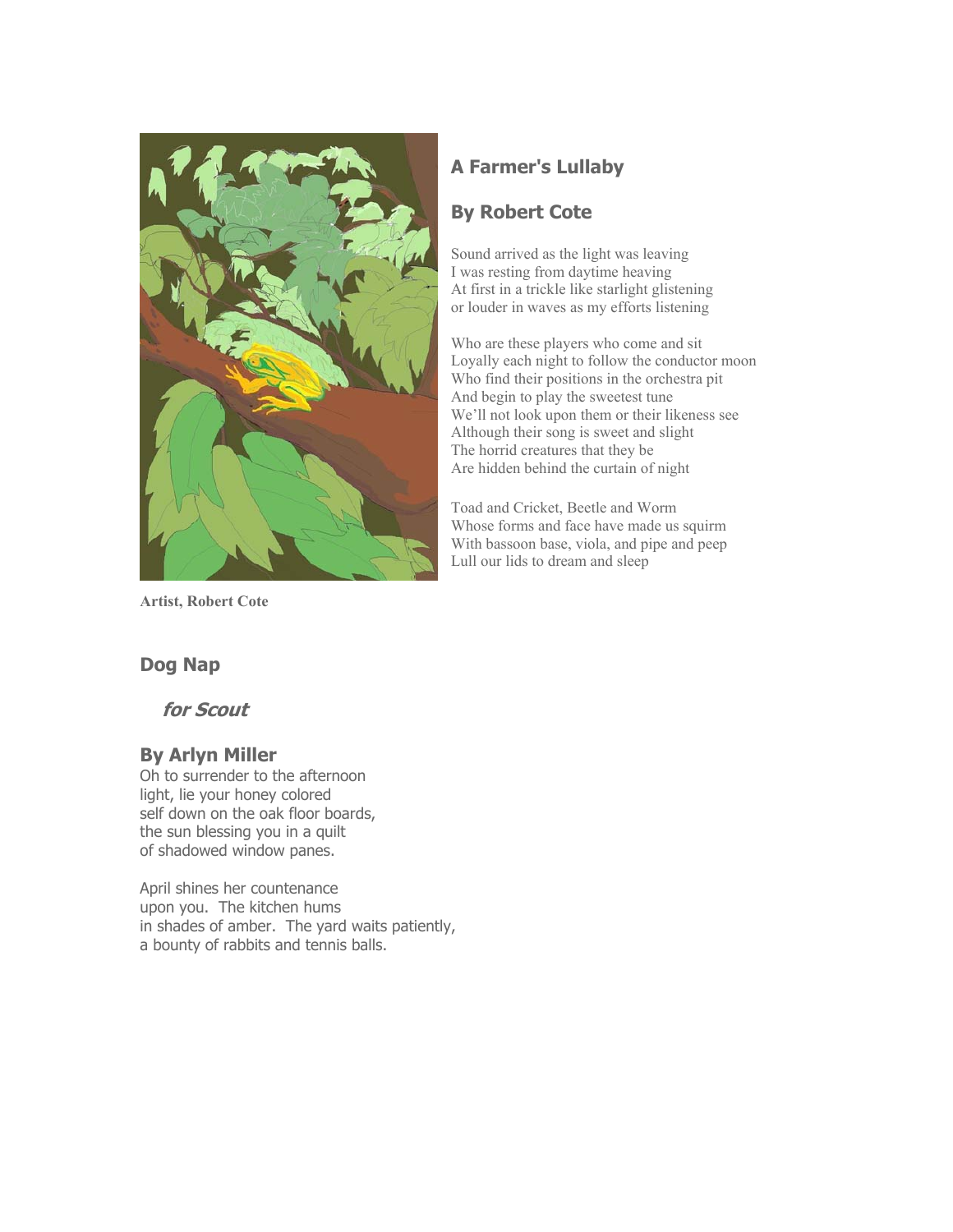## A Farmer's Lullaby

## By Robert Cote

Sound arrived as the light was leaving
I was resting from daytime heaving
At first in a trickle like starlight glistening
or louder in waves as my efforts listening

Who are these players who come and sit
Loyally each night to follow the conductor moon
Who find their positions in the orchestra pit
And begin to play the sweetest tune
We'll not look upon them or their likeness see
Although their song is sweet and slight
The horrid creatures that they be
Are hidden behind the curtain of night

Toad and Cricket, Beetle and Worm
Whose forms and face have made us squirm
With bassoon base, viola, and pipe and peep
Lull our lids to dream and sleep

**Artist, Robert Cote**

## Dog Nap

### *for Scout*

## By Arlyn Miller

Oh to surrender to the afternoon
light, lie your honey colored
self down on the oak floor boards,
the sun blessing you in a quilt
of shadowed window panes.

April shines her countenance
upon you. The kitchen hums
in shades of amber. The yard waits patiently,
a bounty of rabbits and tennis balls.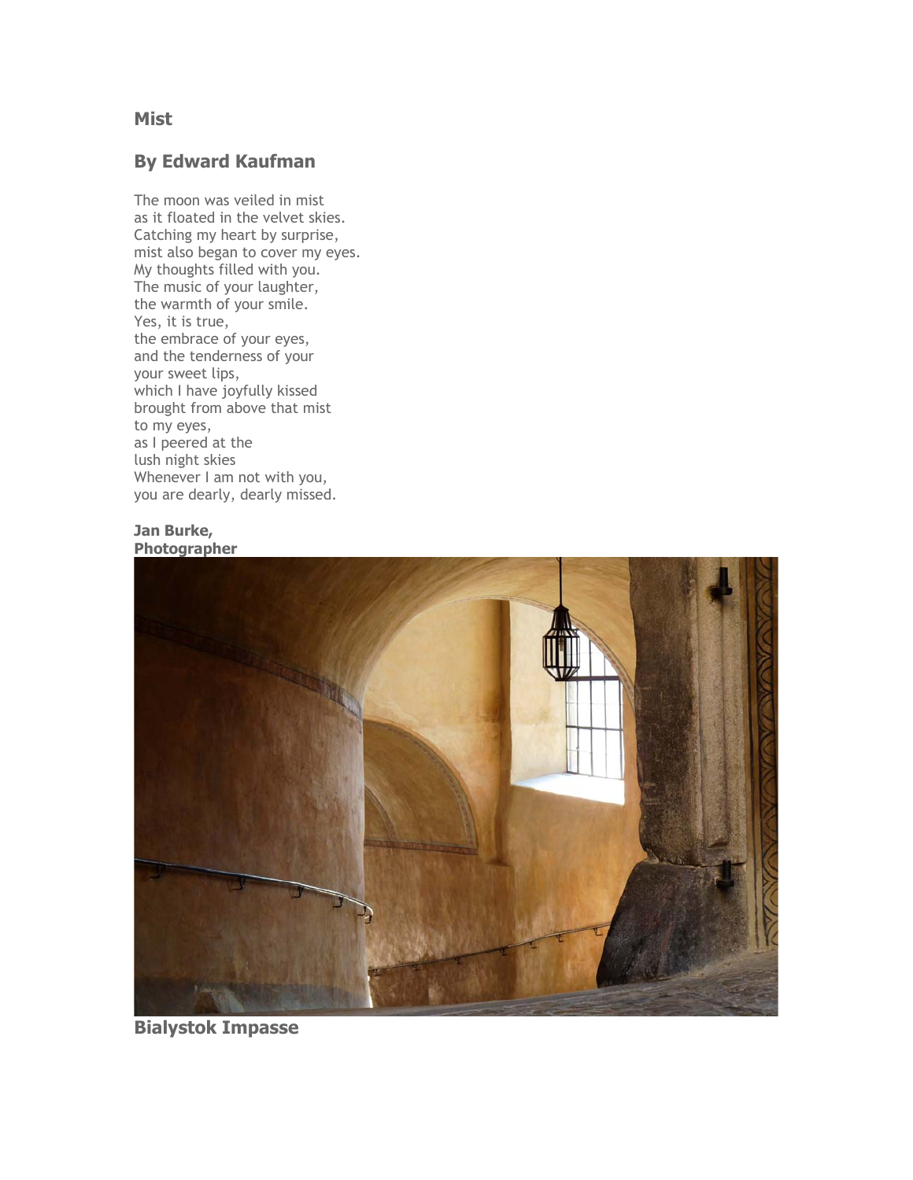## Mist

## By Edward Kaufman

The moon was veiled in mist  
as it floated in the velvet skies.  
Catching my heart by surprise,  
mist also began to cover my eyes.  
My thoughts filled with you.  
The music of your laughter,  
the warmth of your smile.  
Yes, it is true,  
the embrace of your eyes,  
and the tenderness of your  
your sweet lips,  
which I have joyfully kissed  
brought from above that mist  
to my eyes,  
as I peered at the  
lush night skies  
Whenever I am not with you,  
you are dearly, dearly missed.

**Jan Burke, Photographer**

**Bialystok Impasse**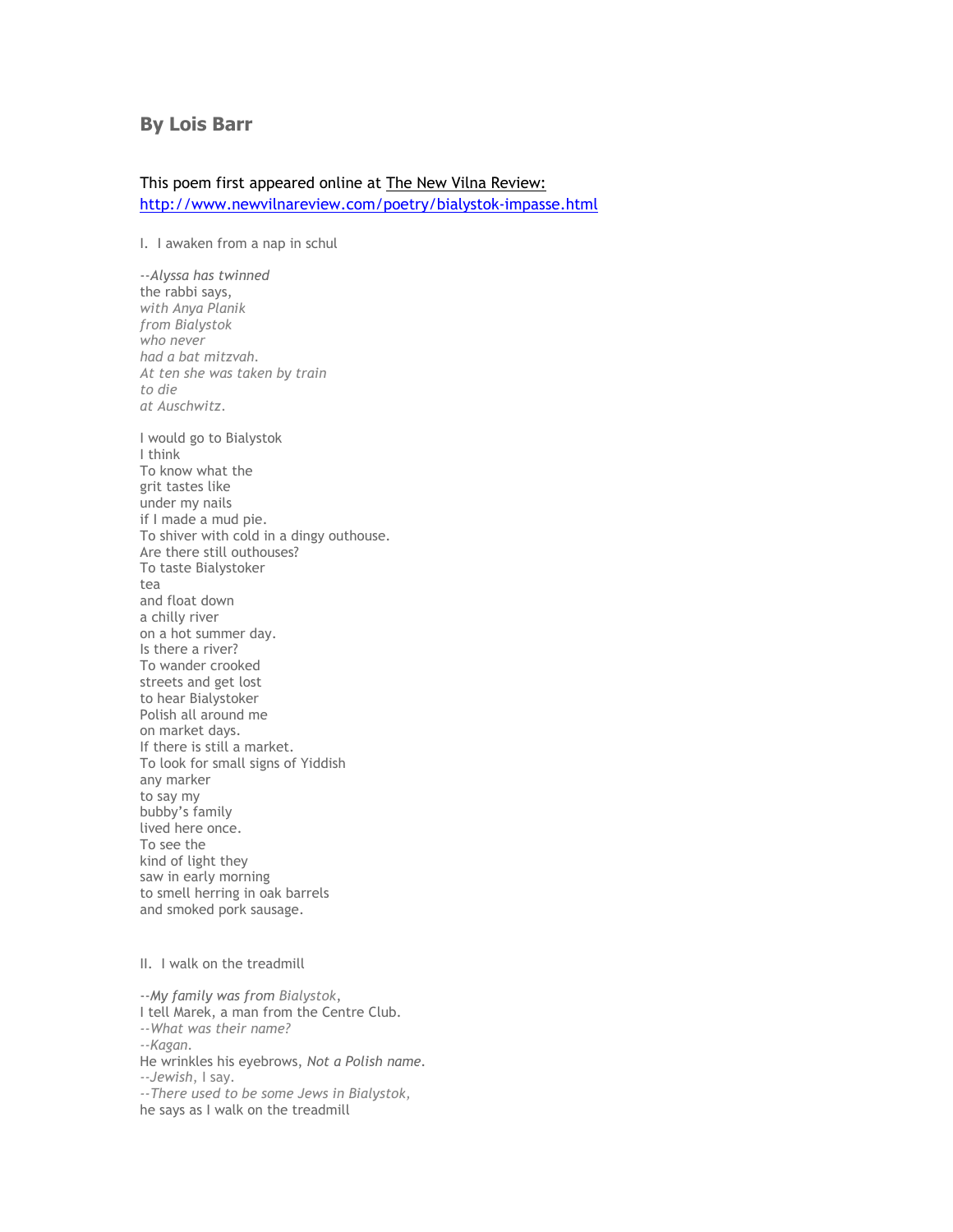## By Lois Barr

This poem first appeared online at The New Vilna Review: [http://www.newvilnareview.com/poetry/bialystok-impasse.html](http://www.newvilnareview.com/poetry/bialystok-impasse.html)

I. I awaken from a nap in schul

*--Alyssa has twinned*  
the rabbi says,  
*with Anya Planik*  
*from Bialystok*  
*who never*  
*had a bat mitzvah.*  
*At ten she was taken by train*  
*to die*  
*at Auschwitz.*

I would go to Bialystok  
I think  
To know what the  
grit tastes like  
under my nails  
if I made a mud pie.  
To shiver with cold in a dingy outhouse.  
Are there still outhouses?  
To taste Bialystoker  
tea  
and float down  
a chilly river  
on a hot summer day.  
Is there a river?  
To wander crooked  
streets and get lost  
to hear Bialystoker  
Polish all around me  
on market days.  
If there is still a market.  
To look for small signs of Yiddish  
any marker  
to say my  
bubby's family  
lived here once.  
To see the  
kind of light they  
saw in early morning  
to smell herring in oak barrels  
and smoked pork sausage.

II. I walk on the treadmill

*--My family was from* Bialystok,  
I tell Marek, a man from the Centre Club.  
*--What was their name?*  
*--Kagan.*  
He wrinkles his eyebrows, *Not a Polish name.*  
*--Jewish*, I say.  
*--There used to be some Jews in Bialystok,*  
he says as I walk on the treadmill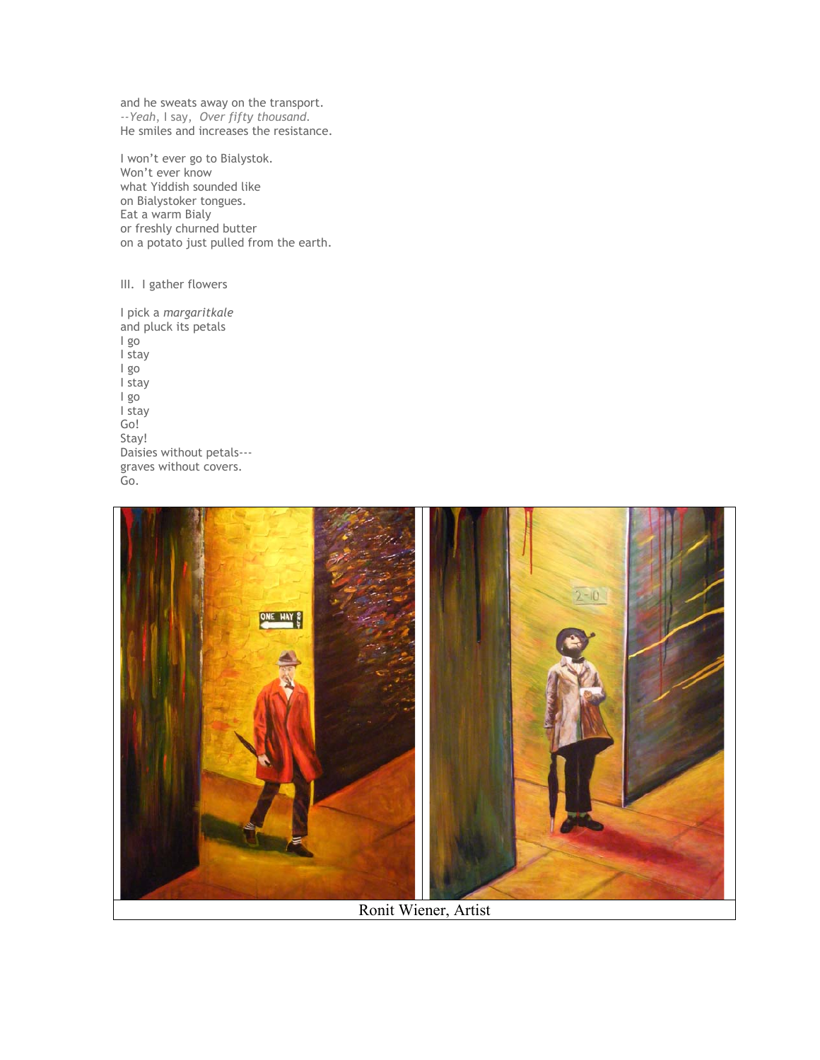and he sweats away on the transport.
--*Yeah*, I say, *Over fifty thousand.*
He smiles and increases the resistance.

I won't ever go to Bialystok.
Won't ever know
what Yiddish sounded like
on Bialystoker tongues.
Eat a warm Bialy
or freshly churned butter
on a potato just pulled from the earth.

III. I gather flowers

I pick a *margaritkale*
and pluck its petals
I go
I stay
I go
I stay
I go
I stay
Go!
Stay!
Daisies without petals---
graves without covers.
Go.

Ronit Wiener, Artist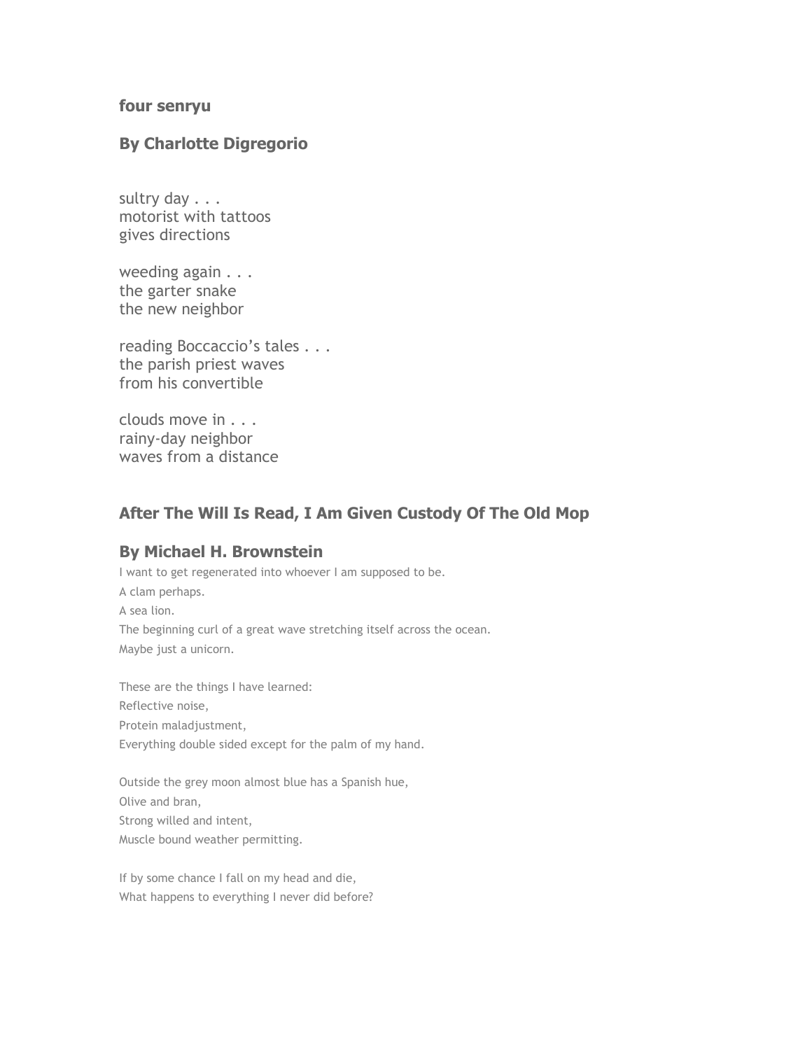### four senryu

### By Charlotte Digregorio

sultry day . . .  
motorist with tattoos  
gives directions

weeding again . . .  
the garter snake  
the new neighbor

reading Boccaccio's tales . . .  
the parish priest waves  
from his convertible

clouds move in . . .  
rainy-day neighbor  
waves from a distance

### After The Will Is Read, I Am Given Custody Of The Old Mop

### By Michael H. Brownstein

I want to get regenerated into whoever I am supposed to be.  
A clam perhaps.  
A sea lion.  
The beginning curl of a great wave stretching itself across the ocean.  
Maybe just a unicorn.

These are the things I have learned:  
Reflective noise,  
Protein maladjustment,  
Everything double sided except for the palm of my hand.

Outside the grey moon almost blue has a Spanish hue,  
Olive and bran,  
Strong willed and intent,  
Muscle bound weather permitting.

If by some chance I fall on my head and die,  
What happens to everything I never did before?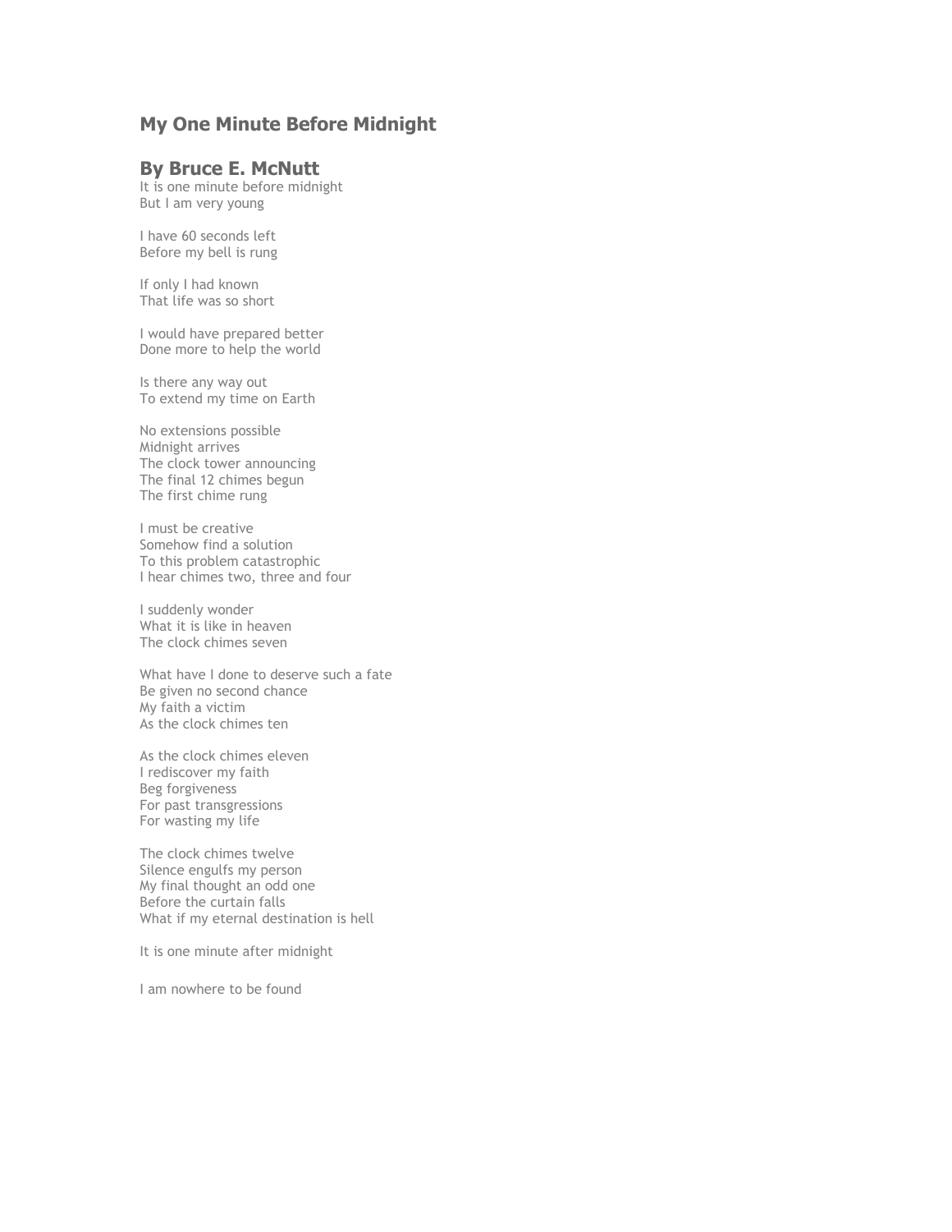## My One Minute Before Midnight

## By Bruce E. McNutt

It is one minute before midnight  
But I am very young

I have 60 seconds left  
Before my bell is rung

If only I had known  
That life was so short

I would have prepared better  
Done more to help the world

Is there any way out  
To extend my time on Earth

No extensions possible  
Midnight arrives  
The clock tower announcing  
The final 12 chimes begun  
The first chime rung

I must be creative  
Somehow find a solution  
To this problem catastrophic  
I hear chimes two, three and four

I suddenly wonder  
What it is like in heaven  
The clock chimes seven

What have I done to deserve such a fate  
Be given no second chance  
My faith a victim  
As the clock chimes ten

As the clock chimes eleven  
I rediscover my faith  
Beg forgiveness  
For past transgressions  
For wasting my life

The clock chimes twelve  
Silence engulfs my person  
My final thought an odd one  
Before the curtain falls  
What if my eternal destination is hell

It is one minute after midnight

I am nowhere to be found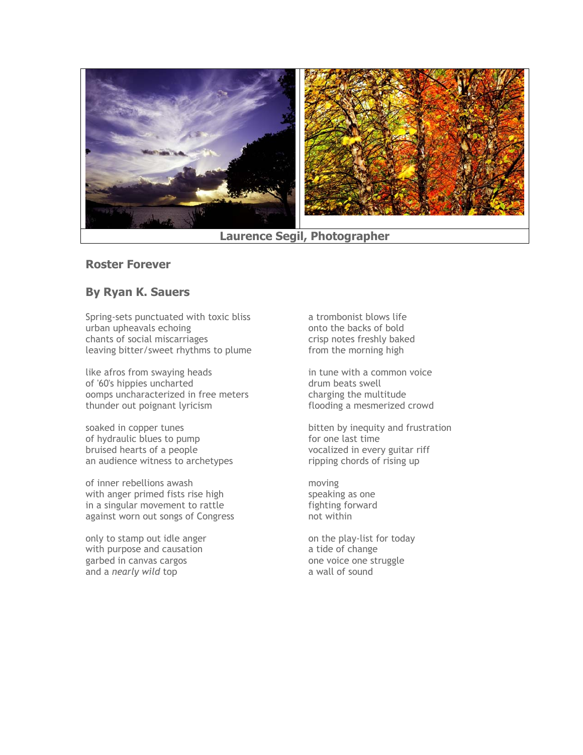Laurence Segil, Photographer

## Roster Forever

## By Ryan K. Sauers

Spring-sets punctuated with toxic bliss
urban upheavals echoing
chants of social miscarriages
leaving bitter/sweet rhythms to plume

like afros from swaying heads
of '60's hippies uncharted
oomps uncharacterized in free meters
thunder out poignant lyricism

soaked in copper tunes
of hydraulic blues to pump
bruised hearts of a people
an audience witness to archetypes

of inner rebellions awash
with anger primed fists rise high
in a singular movement to rattle
against worn out songs of Congress

only to stamp out idle anger
with purpose and causation
garbed in canvas cargos
and a *nearly wild* top

a trombonist blows life
onto the backs of bold
crisp notes freshly baked
from the morning high

in tune with a common voice
drum beats swell
charging the multitude
flooding a mesmerized crowd

bitten by inequity and frustration
for one last time
vocalized in every guitar riff
ripping chords of rising up

moving
speaking as one
fighting forward
not within

on the play-list for today
a tide of change
one voice one struggle
a wall of sound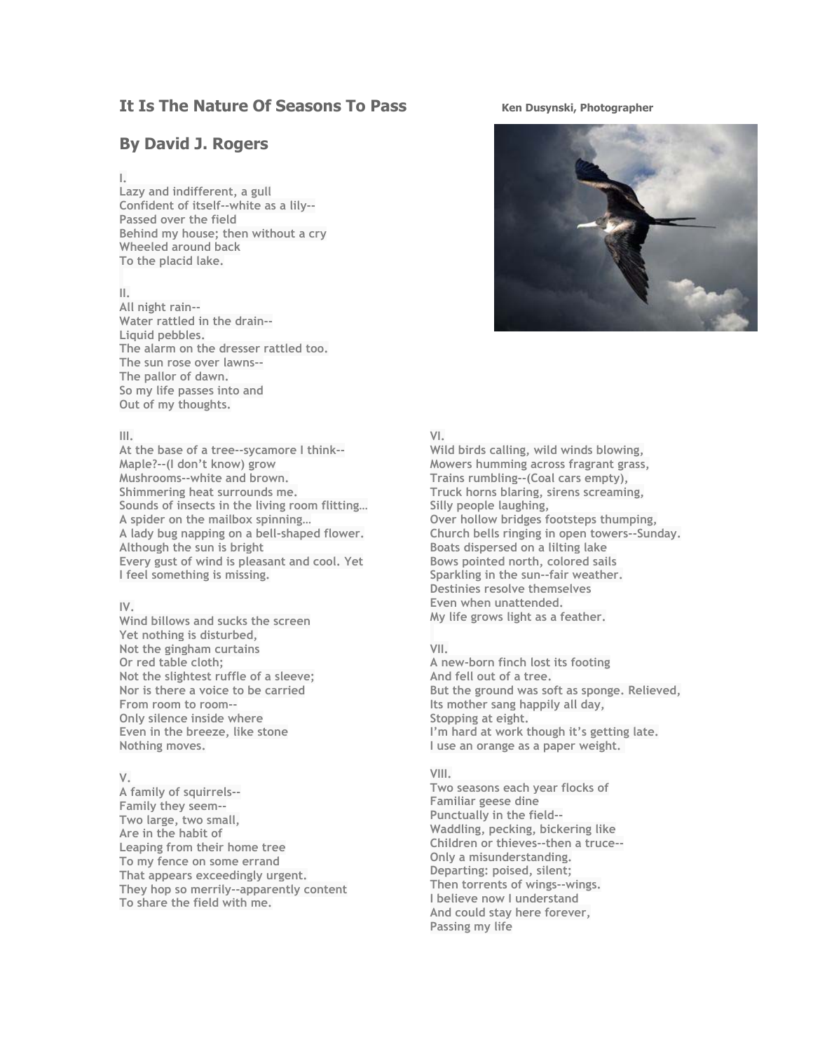## It Is The Nature Of Seasons To Pass

**Ken Dusynski, Photographer**

## By David J. Rogers

I.
Lazy and indifferent, a gull
Confident of itself--white as a lily--
Passed over the field
Behind my house; then without a cry
Wheeled around back
To the placid lake.

II.
All night rain--
Water rattled in the drain--
Liquid pebbles.
The alarm on the dresser rattled too.
The sun rose over lawns--
The pallor of dawn.
So my life passes into and
Out of my thoughts.

III.
At the base of a tree--sycamore I think--
Maple?--(I don't know) grow
Mushrooms--white and brown.
Shimmering heat surrounds me.
Sounds of insects in the living room flitting…
A spider on the mailbox spinning…
A lady bug napping on a bell-shaped flower.
Although the sun is bright
Every gust of wind is pleasant and cool. Yet
I feel something is missing.

IV.
Wind billows and sucks the screen
Yet nothing is disturbed,
Not the gingham curtains
Or red table cloth;
Not the slightest ruffle of a sleeve;
Nor is there a voice to be carried
From room to room--
Only silence inside where
Even in the breeze, like stone
Nothing moves.

V.
A family of squirrels--
Family they seem--
Two large, two small,
Are in the habit of
Leaping from their home tree
To my fence on some errand
That appears exceedingly urgent.
They hop so merrily--apparently content
To share the field with me.

VI.
Wild birds calling, wild winds blowing,
Mowers humming across fragrant grass,
Trains rumbling--(Coal cars empty),
Truck horns blaring, sirens screaming,
Silly people laughing,
Over hollow bridges footsteps thumping,
Church bells ringing in open towers--Sunday.
Boats dispersed on a lilting lake
Bows pointed north, colored sails
Sparkling in the sun--fair weather.
Destinies resolve themselves
Even when unattended.
My life grows light as a feather.

VII.
A new-born finch lost its footing
And fell out of a tree.
But the ground was soft as sponge. Relieved,
Its mother sang happily all day,
Stopping at eight.
I'm hard at work though it's getting late.
I use an orange as a paper weight.

VIII.
Two seasons each year flocks of
Familiar geese dine
Punctually in the field--
Waddling, pecking, bickering like
Children or thieves--then a truce--
Only a misunderstanding.
Departing: poised, silent;
Then torrents of wings--wings.
I believe now I understand
And could stay here forever,
Passing my life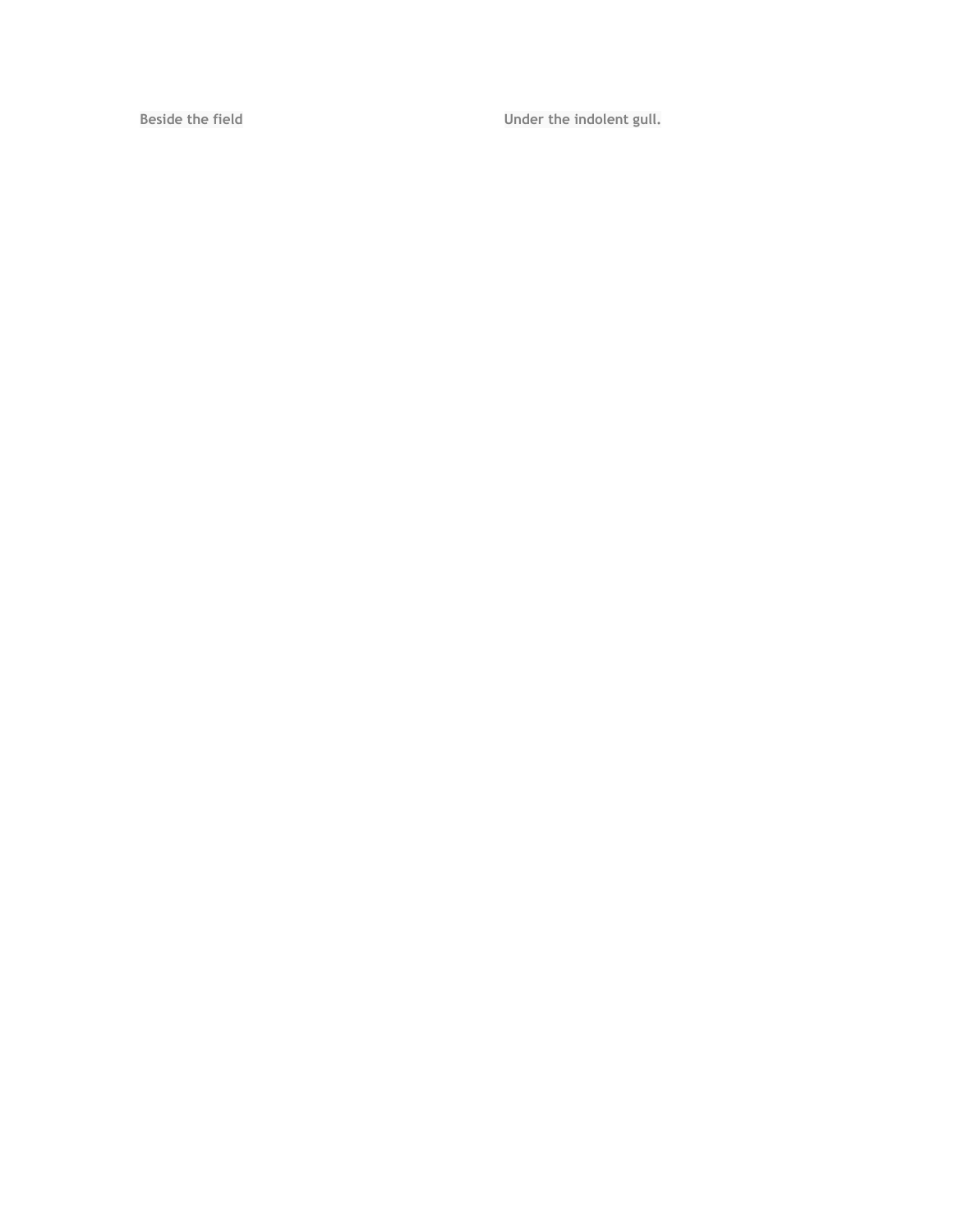**Beside the field**

**Under the indolent gull.**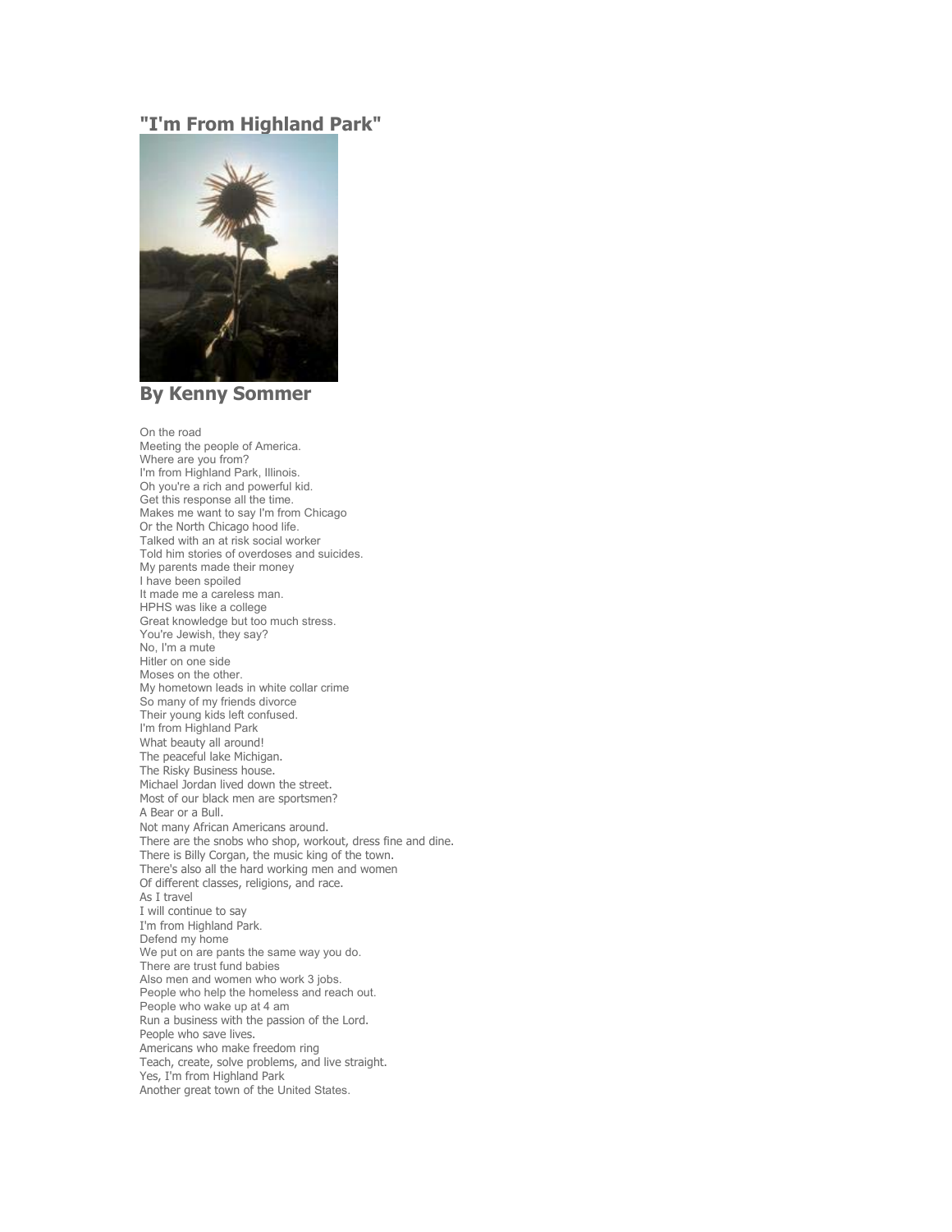## "I'm From Highland Park"

## By Kenny Sommer

On the road
Meeting the people of America.
Where are you from?
I'm from Highland Park, Illinois.
Oh you're a rich and powerful kid.
Get this response all the time.
Makes me want to say I'm from Chicago
Or the North Chicago hood life.
Talked with an at risk social worker
Told him stories of overdoses and suicides.
My parents made their money
I have been spoiled
It made me a careless man.
HPHS was like a college
Great knowledge but too much stress.
You're Jewish, they say?
No, I'm a mute
Hitler on one side
Moses on the other.
My hometown leads in white collar crime
So many of my friends divorce
Their young kids left confused.
I'm from Highland Park
What beauty all around!
The peaceful lake Michigan.
The Risky Business house.
Michael Jordan lived down the street.
Most of our black men are sportsmen?
A Bear or a Bull.
Not many African Americans around.
There are the snobs who shop, workout, dress fine and dine.
There is Billy Corgan, the music king of the town.
There's also all the hard working men and women
Of different classes, religions, and race.
As I travel
I will continue to say
I'm from Highland Park.
Defend my home
We put on are pants the same way you do.
There are trust fund babies
Also men and women who work 3 jobs.
People who help the homeless and reach out.
People who wake up at 4 am
Run a business with the passion of the Lord.
People who save lives.
Americans who make freedom ring
Teach, create, solve problems, and live straight.
Yes, I'm from Highland Park
Another great town of the United States.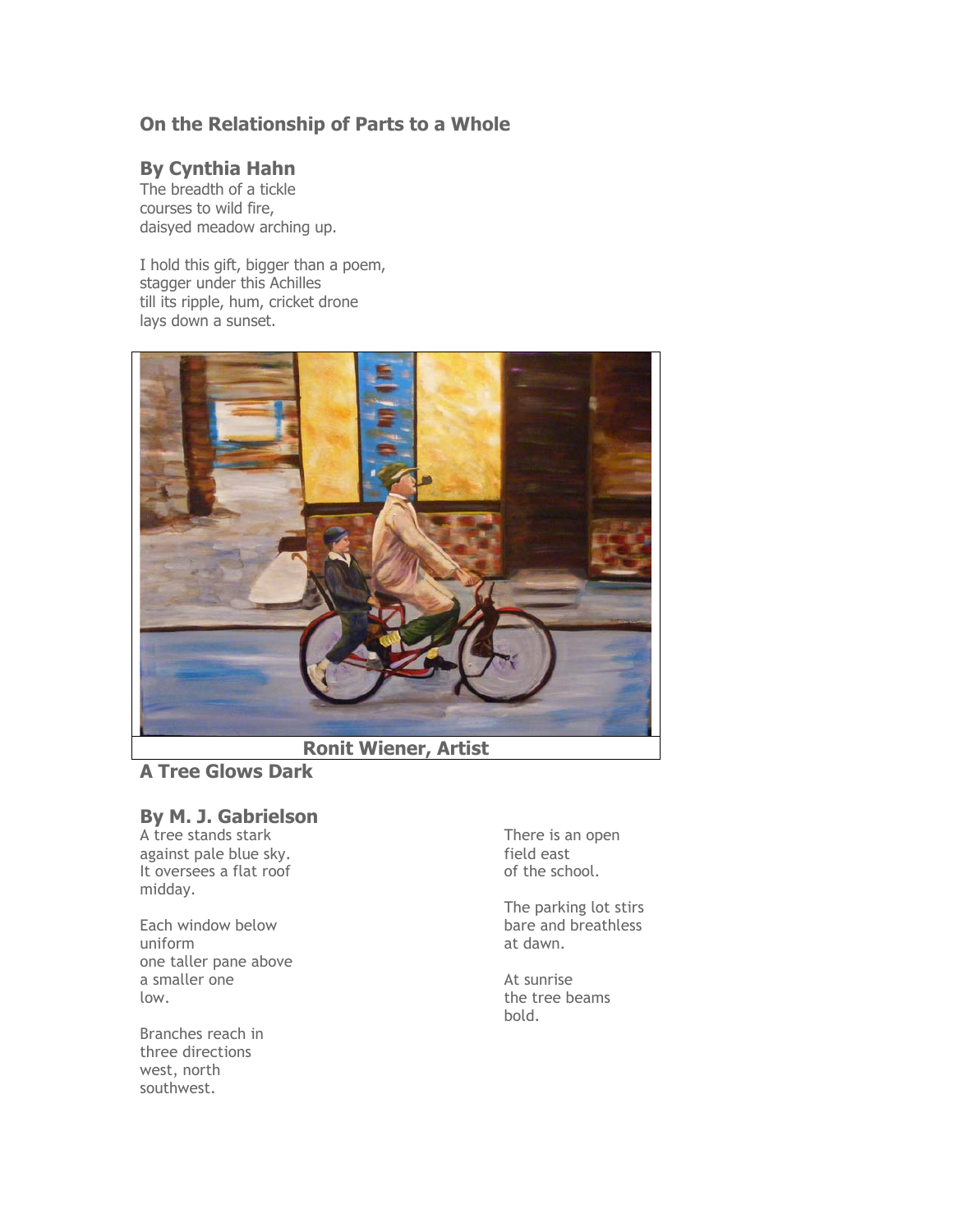## On the Relationship of Parts to a Whole

### By Cynthia Hahn

The breadth of a tickle
courses to wild fire,
daisyed meadow arching up.

I hold this gift, bigger than a poem,
stagger under this Achilles
till its ripple, hum, cricket drone
lays down a sunset.

**Ronit Wiener, Artist**

## A Tree Glows Dark

### By M. J. Gabrielson

A tree stands stark
against pale blue sky.
It oversees a flat roof
midday.

Each window below
uniform
one taller pane above
a smaller one
low.

Branches reach in
three directions
west, north
southwest.

There is an open
field east
of the school.

The parking lot stirs
bare and breathless
at dawn.

At sunrise
the tree beams
bold.